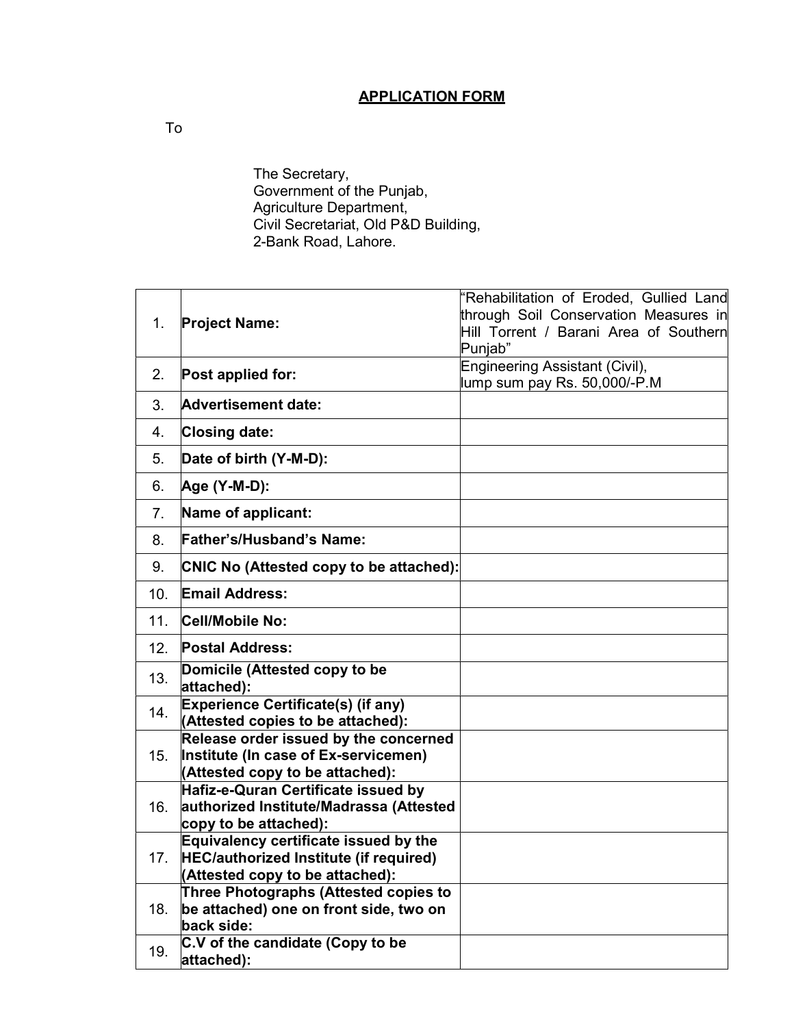# APPLICATION FORM

To

The Secretary,
Government of the Punjab,
Agriculture Department,
Civil Secretariat, Old P&D Building,
2-Bank Road, Lahore.

| | | |
|---|---|---|
| 1. | **Project Name:** | "Rehabilitation of Eroded, Gullied Land through Soil Conservation Measures in Hill Torrent / Barani Area of Southern Punjab" |
| 2. | **Post applied for:** | Engineering Assistant (Civil), lump sum pay Rs. 50,000/-P.M |
| 3. | **Advertisement date:** | |
| 4. | **Closing date:** | |
| 5. | **Date of birth (Y-M-D):** | |
| 6. | **Age (Y-M-D):** | |
| 7. | **Name of applicant:** | |
| 8. | **Father's/Husband's Name:** | |
| 9. | **CNIC No (Attested copy to be attached):** | |
| 10. | **Email Address:** | |
| 11. | **Cell/Mobile No:** | |
| 12. | **Postal Address:** | |
| 13. | **Domicile (Attested copy to be attached):** | |
| 14. | **Experience Certificate(s) (if any) (Attested copies to be attached):** | |
| 15. | **Release order issued by the concerned Institute (In case of Ex-servicemen) (Attested copy to be attached):** | |
| 16. | **Hafiz-e-Quran Certificate issued by authorized Institute/Madrassa (Attested copy to be attached):** | |
| 17. | **Equivalency certificate issued by the HEC/authorized Institute (if required) (Attested copy to be attached):** | |
| 18. | **Three Photographs (Attested copies to be attached) one on front side, two on back side:** | |
| 19. | **C.V of the candidate (Copy to be attached):** | |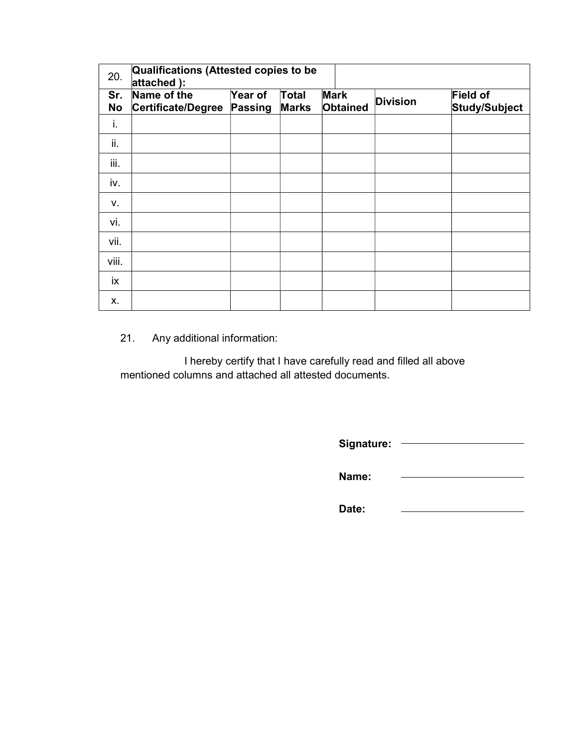| 20. | Qualifications (Attested copies to be attached ): | | | | | |
|---|---|---|---|---|---|---|
| **Sr. No** | **Name of the Certificate/Degree** | **Year of Passing** | **Total Marks** | **Mark Obtained** | **Division** | **Field of Study/Subject** |
| i. | | | | | | |
| ii. | | | | | | |
| iii. | | | | | | |
| iv. | | | | | | |
| v. | | | | | | |
| vi. | | | | | | |
| vii. | | | | | | |
| viii. | | | | | | |
| ix | | | | | | |
| x. | | | | | | |

21. Any additional information:

I hereby certify that I have carefully read and filled all above mentioned columns and attached all attested documents.

**Signature:** ____________________

**Name:** ____________________

**Date:** ____________________